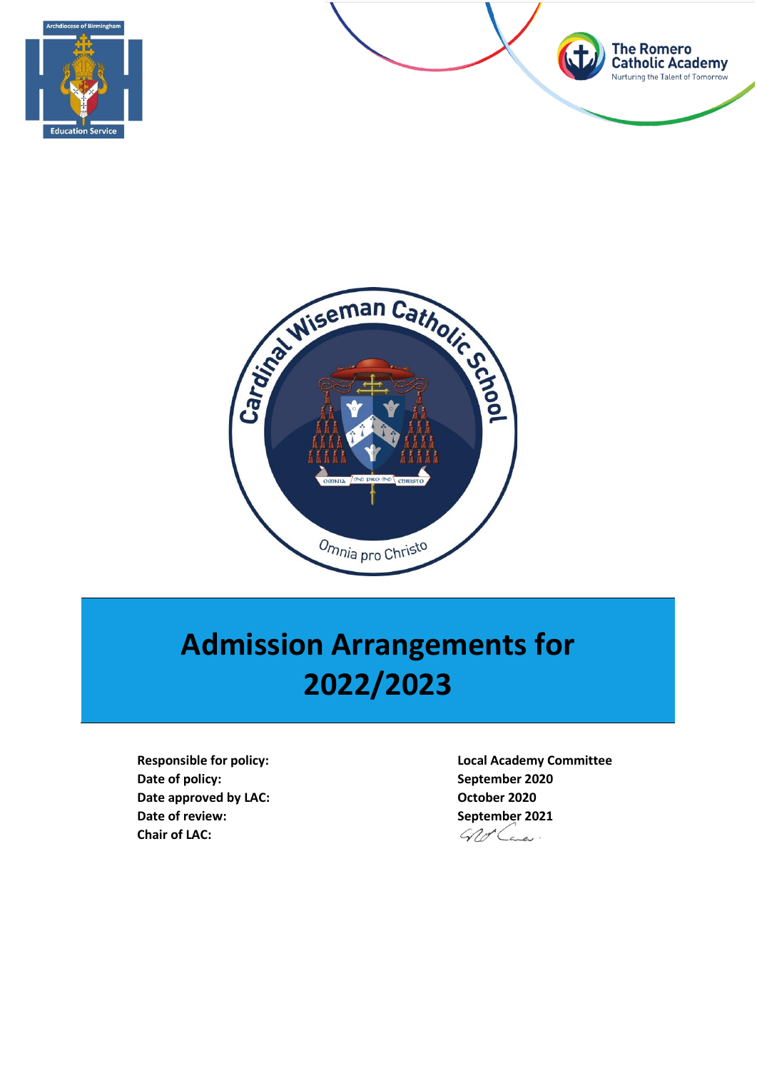# Admission Arrangements for 2022/2023

| | |
|---|---|
| **Responsible for policy:** | **Local Academy Committee** |
| **Date of policy:** | **September 2020** |
| **Date approved by LAC:** | **October 2020** |
| **Date of review:** | **September 2021** |
| **Chair of LAC:** | |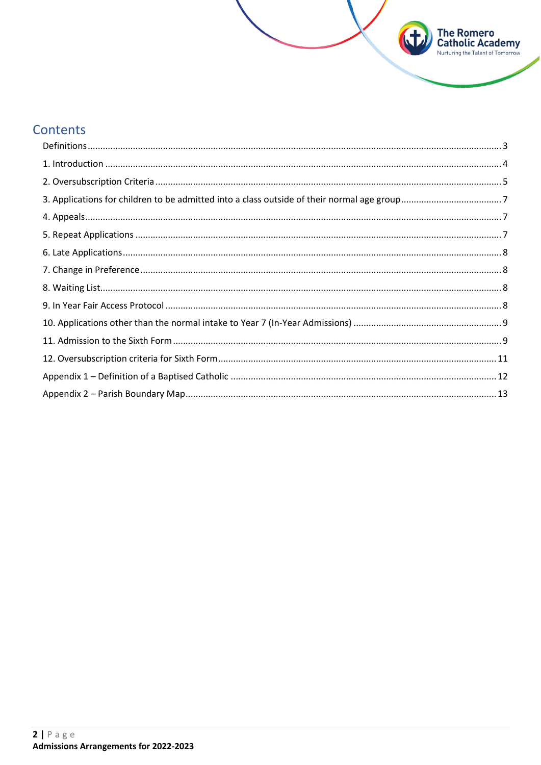## Contents

Definitions ........................................................................................................................................ 3

1. Introduction ..................................................................................................................................... 4

2. Oversubscription Criteria ................................................................................................................ 5

3. Applications for children to be admitted into a class outside of their normal age group ................ 7

4. Appeals ............................................................................................................................................. 7

5. Repeat Applications ......................................................................................................................... 7

6. Late Applications .............................................................................................................................. 8

7. Change in Preference ....................................................................................................................... 8

8. Waiting List ....................................................................................................................................... 8

9. In Year Fair Access Protocol ............................................................................................................. 8

10. Applications other than the normal intake to Year 7 (In-Year Admissions) ................................... 9

11. Admission to the Sixth Form .......................................................................................................... 9

12. Oversubscription criteria for Sixth Form ....................................................................................... 11

Appendix 1 – Definition of a Baptised Catholic ................................................................................. 12

Appendix 2 – Parish Boundary Map .................................................................................................... 13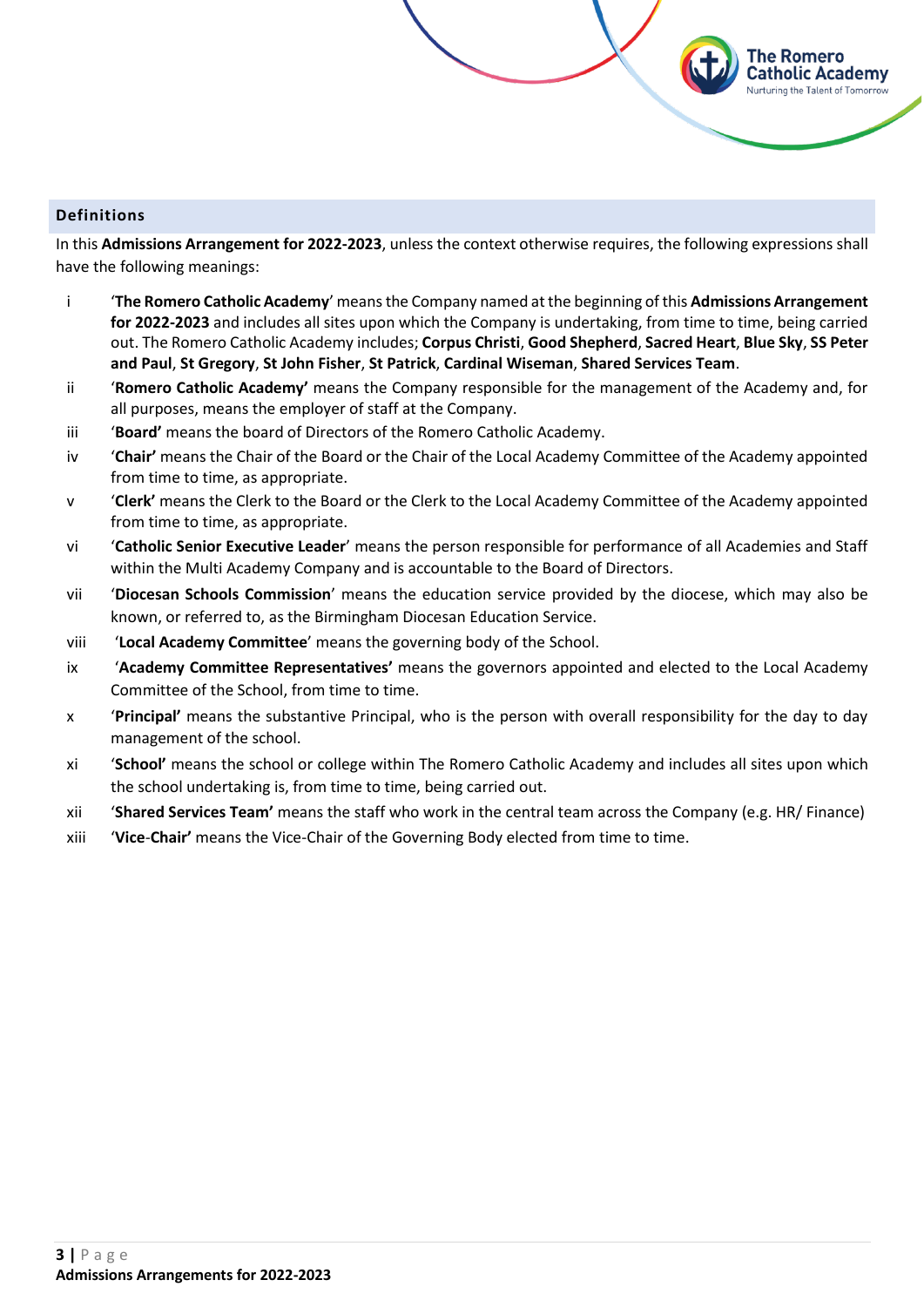## Definitions

In this **Admissions Arrangement for 2022-2023**, unless the context otherwise requires, the following expressions shall have the following meanings:

- i 'The Romero Catholic Academy' means the Company named at the beginning of this **Admissions Arrangement for 2022-2023** and includes all sites upon which the Company is undertaking, from time to time, being carried out. The Romero Catholic Academy includes; **Corpus Christi**, **Good Shepherd**, **Sacred Heart**, **Blue Sky**, **SS Peter and Paul**, **St Gregory**, **St John Fisher**, **St Patrick**, **Cardinal Wiseman**, **Shared Services Team**.
- ii '**Romero Catholic Academy'** means the Company responsible for the management of the Academy and, for all purposes, means the employer of staff at the Company.
- iii '**Board'** means the board of Directors of the Romero Catholic Academy.
- iv '**Chair'** means the Chair of the Board or the Chair of the Local Academy Committee of the Academy appointed from time to time, as appropriate.
- v '**Clerk'** means the Clerk to the Board or the Clerk to the Local Academy Committee of the Academy appointed from time to time, as appropriate.
- vi '**Catholic Senior Executive Leader**' means the person responsible for performance of all Academies and Staff within the Multi Academy Company and is accountable to the Board of Directors.
- vii '**Diocesan Schools Commission**' means the education service provided by the diocese, which may also be known, or referred to, as the Birmingham Diocesan Education Service.
- viii '**Local Academy Committee**' means the governing body of the School.
- ix '**Academy Committee Representatives'** means the governors appointed and elected to the Local Academy Committee of the School, from time to time.
- x '**Principal'** means the substantive Principal, who is the person with overall responsibility for the day to day management of the school.
- xi '**School'** means the school or college within The Romero Catholic Academy and includes all sites upon which the school undertaking is, from time to time, being carried out.
- xii '**Shared Services Team'** means the staff who work in the central team across the Company (e.g. HR/ Finance)
- xiii '**Vice-Chair'** means the Vice-Chair of the Governing Body elected from time to time.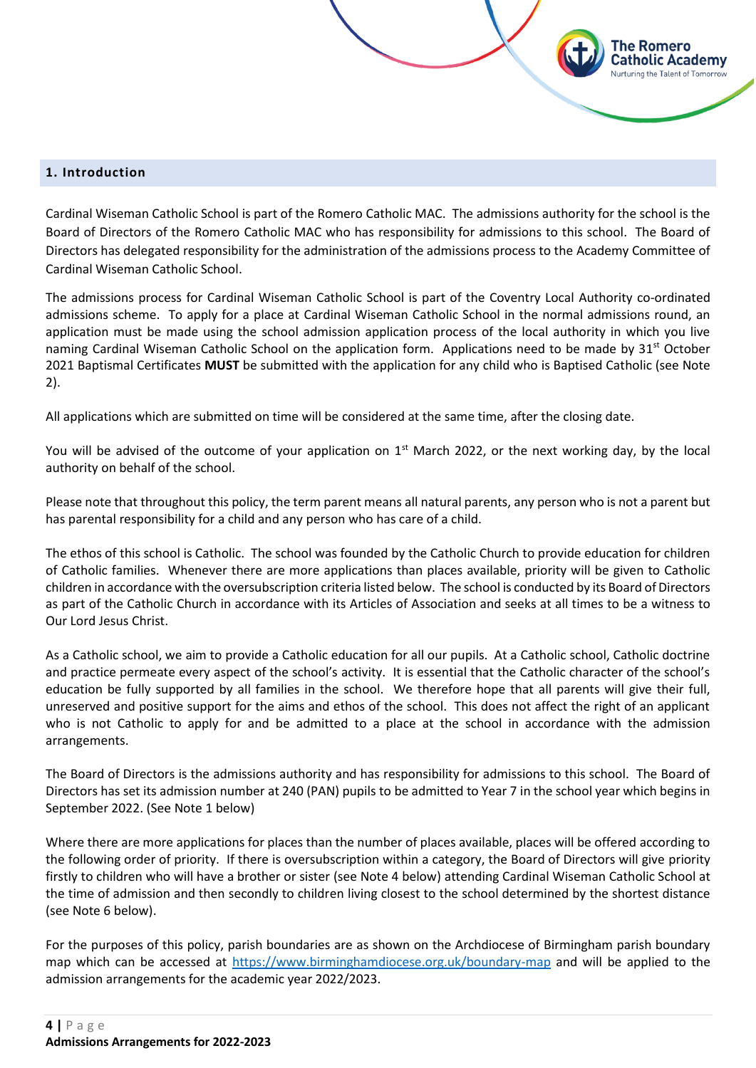## 1. Introduction

Cardinal Wiseman Catholic School is part of the Romero Catholic MAC. The admissions authority for the school is the Board of Directors of the Romero Catholic MAC who has responsibility for admissions to this school. The Board of Directors has delegated responsibility for the administration of the admissions process to the Academy Committee of Cardinal Wiseman Catholic School.

The admissions process for Cardinal Wiseman Catholic School is part of the Coventry Local Authority co-ordinated admissions scheme. To apply for a place at Cardinal Wiseman Catholic School in the normal admissions round, an application must be made using the school admission application process of the local authority in which you live naming Cardinal Wiseman Catholic School on the application form. Applications need to be made by 31st October 2021 Baptismal Certificates **MUST** be submitted with the application for any child who is Baptised Catholic (see Note 2).

All applications which are submitted on time will be considered at the same time, after the closing date.

You will be advised of the outcome of your application on 1st March 2022, or the next working day, by the local authority on behalf of the school.

Please note that throughout this policy, the term parent means all natural parents, any person who is not a parent but has parental responsibility for a child and any person who has care of a child.

The ethos of this school is Catholic. The school was founded by the Catholic Church to provide education for children of Catholic families. Whenever there are more applications than places available, priority will be given to Catholic children in accordance with the oversubscription criteria listed below. The school is conducted by its Board of Directors as part of the Catholic Church in accordance with its Articles of Association and seeks at all times to be a witness to Our Lord Jesus Christ.

As a Catholic school, we aim to provide a Catholic education for all our pupils. At a Catholic school, Catholic doctrine and practice permeate every aspect of the school's activity. It is essential that the Catholic character of the school's education be fully supported by all families in the school. We therefore hope that all parents will give their full, unreserved and positive support for the aims and ethos of the school. This does not affect the right of an applicant who is not Catholic to apply for and be admitted to a place at the school in accordance with the admission arrangements.

The Board of Directors is the admissions authority and has responsibility for admissions to this school. The Board of Directors has set its admission number at 240 (PAN) pupils to be admitted to Year 7 in the school year which begins in September 2022. (See Note 1 below)

Where there are more applications for places than the number of places available, places will be offered according to the following order of priority. If there is oversubscription within a category, the Board of Directors will give priority firstly to children who will have a brother or sister (see Note 4 below) attending Cardinal Wiseman Catholic School at the time of admission and then secondly to children living closest to the school determined by the shortest distance (see Note 6 below).

For the purposes of this policy, parish boundaries are as shown on the Archdiocese of Birmingham parish boundary map which can be accessed at [https://www.birminghamdiocese.org.uk/boundary-map](https://www.birminghamdiocese.org.uk/boundary-map) and will be applied to the admission arrangements for the academic year 2022/2023.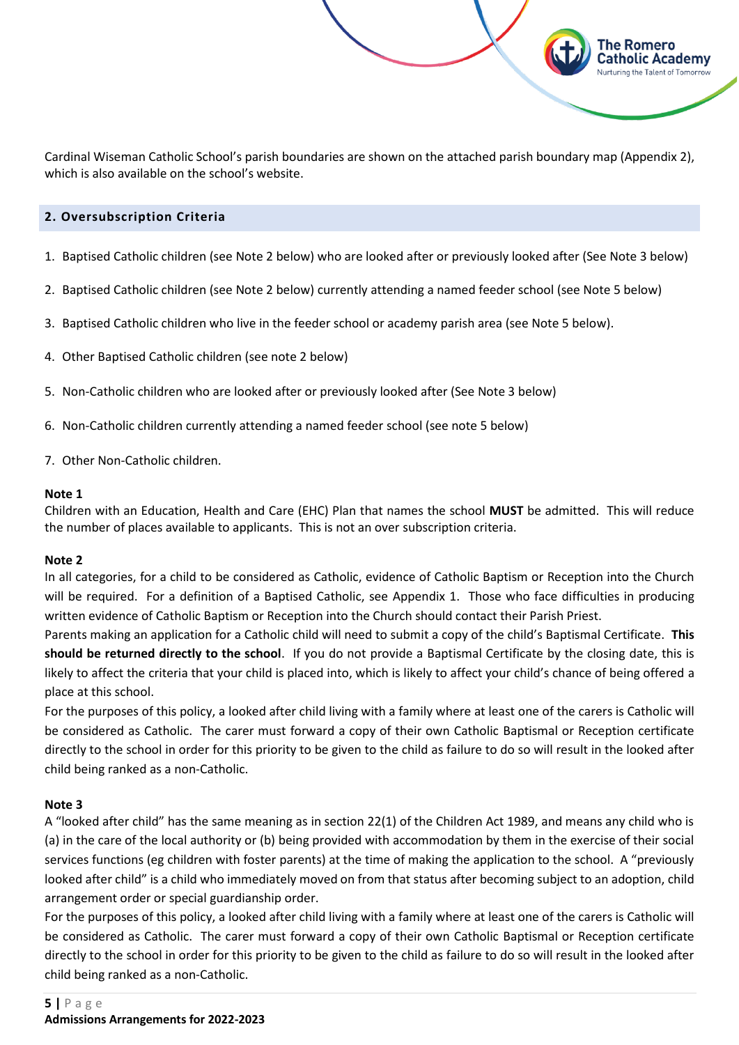Cardinal Wiseman Catholic School's parish boundaries are shown on the attached parish boundary map (Appendix 2), which is also available on the school's website.

## 2. Oversubscription Criteria

1. Baptised Catholic children (see Note 2 below) who are looked after or previously looked after (See Note 3 below)
2. Baptised Catholic children (see Note 2 below) currently attending a named feeder school (see Note 5 below)
3. Baptised Catholic children who live in the feeder school or academy parish area (see Note 5 below).
4. Other Baptised Catholic children (see note 2 below)
5. Non-Catholic children who are looked after or previously looked after (See Note 3 below)
6. Non-Catholic children currently attending a named feeder school (see note 5 below)
7. Other Non-Catholic children.

**Note 1**
Children with an Education, Health and Care (EHC) Plan that names the school **MUST** be admitted. This will reduce the number of places available to applicants. This is not an over subscription criteria.

**Note 2**
In all categories, for a child to be considered as Catholic, evidence of Catholic Baptism or Reception into the Church will be required. For a definition of a Baptised Catholic, see Appendix 1. Those who face difficulties in producing written evidence of Catholic Baptism or Reception into the Church should contact their Parish Priest.
Parents making an application for a Catholic child will need to submit a copy of the child's Baptismal Certificate. **This should be returned directly to the school**. If you do not provide a Baptismal Certificate by the closing date, this is likely to affect the criteria that your child is placed into, which is likely to affect your child's chance of being offered a place at this school.
For the purposes of this policy, a looked after child living with a family where at least one of the carers is Catholic will be considered as Catholic. The carer must forward a copy of their own Catholic Baptismal or Reception certificate directly to the school in order for this priority to be given to the child as failure to do so will result in the looked after child being ranked as a non-Catholic.

**Note 3**
A "looked after child" has the same meaning as in section 22(1) of the Children Act 1989, and means any child who is (a) in the care of the local authority or (b) being provided with accommodation by them in the exercise of their social services functions (eg children with foster parents) at the time of making the application to the school. A "previously looked after child" is a child who immediately moved on from that status after becoming subject to an adoption, child arrangement order or special guardianship order.
For the purposes of this policy, a looked after child living with a family where at least one of the carers is Catholic will be considered as Catholic. The carer must forward a copy of their own Catholic Baptismal or Reception certificate directly to the school in order for this priority to be given to the child as failure to do so will result in the looked after child being ranked as a non-Catholic.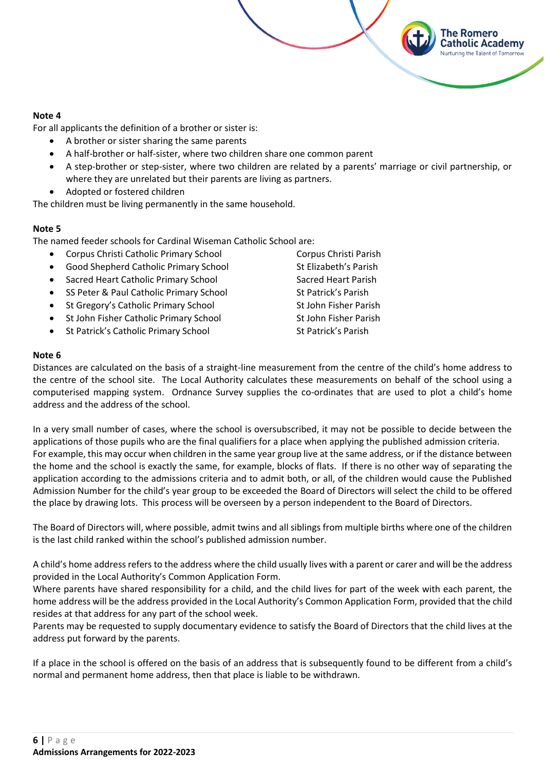**Note 4**

For all applicants the definition of a brother or sister is:

- A brother or sister sharing the same parents
- A half-brother or half-sister, where two children share one common parent
- A step-brother or step-sister, where two children are related by a parents' marriage or civil partnership, or where they are unrelated but their parents are living as partners.
- Adopted or fostered children

The children must be living permanently in the same household.

**Note 5**

The named feeder schools for Cardinal Wiseman Catholic School are:

| School | Parish |
|---|---|
| Corpus Christi Catholic Primary School | Corpus Christi Parish |
| Good Shepherd Catholic Primary School | St Elizabeth's Parish |
| Sacred Heart Catholic Primary School | Sacred Heart Parish |
| SS Peter & Paul Catholic Primary School | St Patrick's Parish |
| St Gregory's Catholic Primary School | St John Fisher Parish |
| St John Fisher Catholic Primary School | St John Fisher Parish |
| St Patrick's Catholic Primary School | St Patrick's Parish |

**Note 6**

Distances are calculated on the basis of a straight-line measurement from the centre of the child's home address to the centre of the school site. The Local Authority calculates these measurements on behalf of the school using a computerised mapping system. Ordnance Survey supplies the co-ordinates that are used to plot a child's home address and the address of the school.

In a very small number of cases, where the school is oversubscribed, it may not be possible to decide between the applications of those pupils who are the final qualifiers for a place when applying the published admission criteria. For example, this may occur when children in the same year group live at the same address, or if the distance between the home and the school is exactly the same, for example, blocks of flats. If there is no other way of separating the application according to the admissions criteria and to admit both, or all, of the children would cause the Published Admission Number for the child's year group to be exceeded the Board of Directors will select the child to be offered the place by drawing lots. This process will be overseen by a person independent to the Board of Directors.

The Board of Directors will, where possible, admit twins and all siblings from multiple births where one of the children is the last child ranked within the school's published admission number.

A child's home address refers to the address where the child usually lives with a parent or carer and will be the address provided in the Local Authority's Common Application Form.
Where parents have shared responsibility for a child, and the child lives for part of the week with each parent, the home address will be the address provided in the Local Authority's Common Application Form, provided that the child resides at that address for any part of the school week.
Parents may be requested to supply documentary evidence to satisfy the Board of Directors that the child lives at the address put forward by the parents.

If a place in the school is offered on the basis of an address that is subsequently found to be different from a child's normal and permanent home address, then that place is liable to be withdrawn.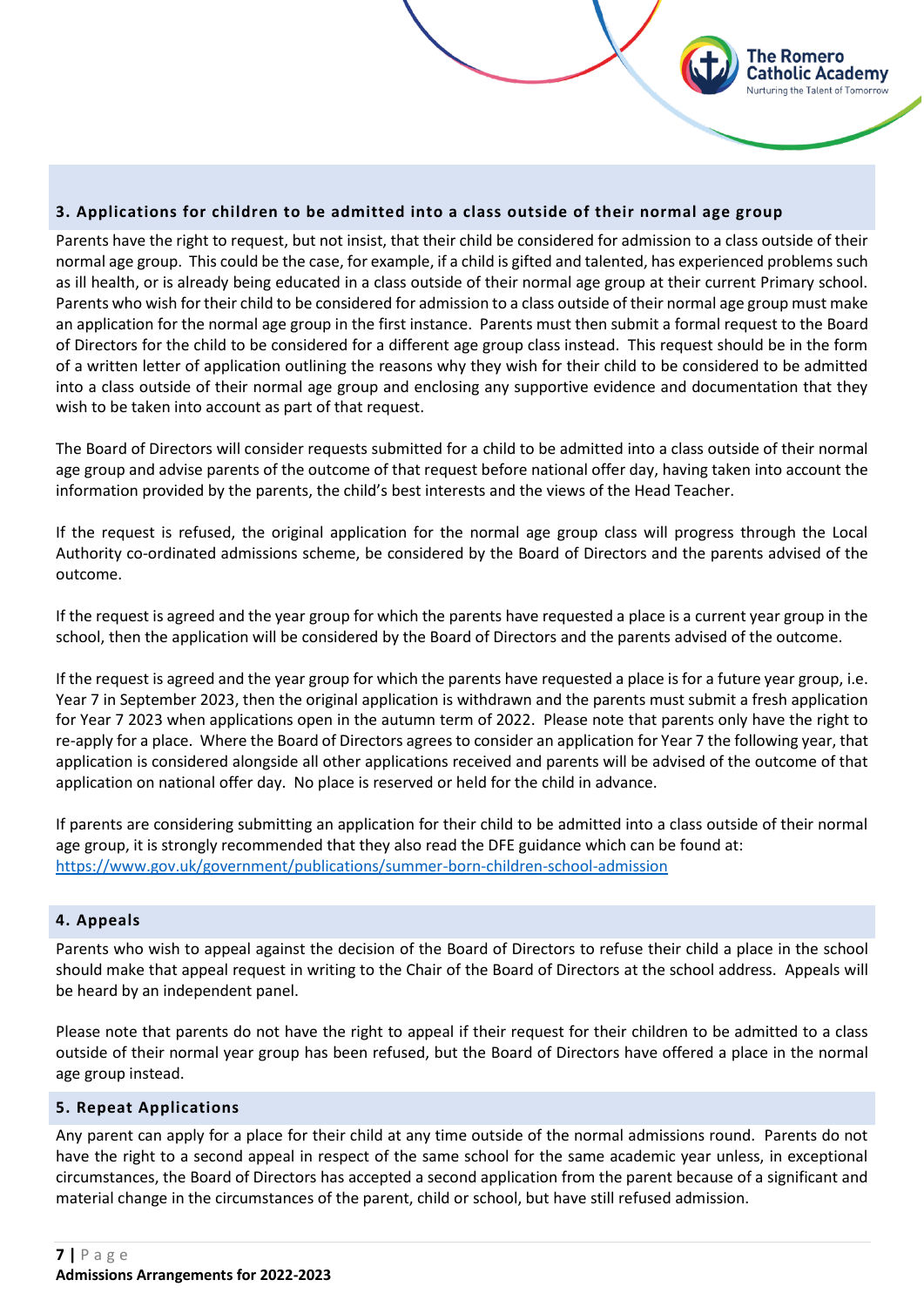## 3. Applications for children to be admitted into a class outside of their normal age group

Parents have the right to request, but not insist, that their child be considered for admission to a class outside of their normal age group. This could be the case, for example, if a child is gifted and talented, has experienced problems such as ill health, or is already being educated in a class outside of their normal age group at their current Primary school. Parents who wish for their child to be considered for admission to a class outside of their normal age group must make an application for the normal age group in the first instance. Parents must then submit a formal request to the Board of Directors for the child to be considered for a different age group class instead. This request should be in the form of a written letter of application outlining the reasons why they wish for their child to be considered to be admitted into a class outside of their normal age group and enclosing any supportive evidence and documentation that they wish to be taken into account as part of that request.

The Board of Directors will consider requests submitted for a child to be admitted into a class outside of their normal age group and advise parents of the outcome of that request before national offer day, having taken into account the information provided by the parents, the child's best interests and the views of the Head Teacher.

If the request is refused, the original application for the normal age group class will progress through the Local Authority co-ordinated admissions scheme, be considered by the Board of Directors and the parents advised of the outcome.

If the request is agreed and the year group for which the parents have requested a place is a current year group in the school, then the application will be considered by the Board of Directors and the parents advised of the outcome.

If the request is agreed and the year group for which the parents have requested a place is for a future year group, i.e. Year 7 in September 2023, then the original application is withdrawn and the parents must submit a fresh application for Year 7 2023 when applications open in the autumn term of 2022. Please note that parents only have the right to re-apply for a place. Where the Board of Directors agrees to consider an application for Year 7 the following year, that application is considered alongside all other applications received and parents will be advised of the outcome of that application on national offer day. No place is reserved or held for the child in advance.

If parents are considering submitting an application for their child to be admitted into a class outside of their normal age group, it is strongly recommended that they also read the DFE guidance which can be found at:
https://www.gov.uk/government/publications/summer-born-children-school-admission

## 4. Appeals

Parents who wish to appeal against the decision of the Board of Directors to refuse their child a place in the school should make that appeal request in writing to the Chair of the Board of Directors at the school address. Appeals will be heard by an independent panel.

Please note that parents do not have the right to appeal if their request for their children to be admitted to a class outside of their normal year group has been refused, but the Board of Directors have offered a place in the normal age group instead.

## 5. Repeat Applications

Any parent can apply for a place for their child at any time outside of the normal admissions round. Parents do not have the right to a second appeal in respect of the same school for the same academic year unless, in exceptional circumstances, the Board of Directors has accepted a second application from the parent because of a significant and material change in the circumstances of the parent, child or school, but have still refused admission.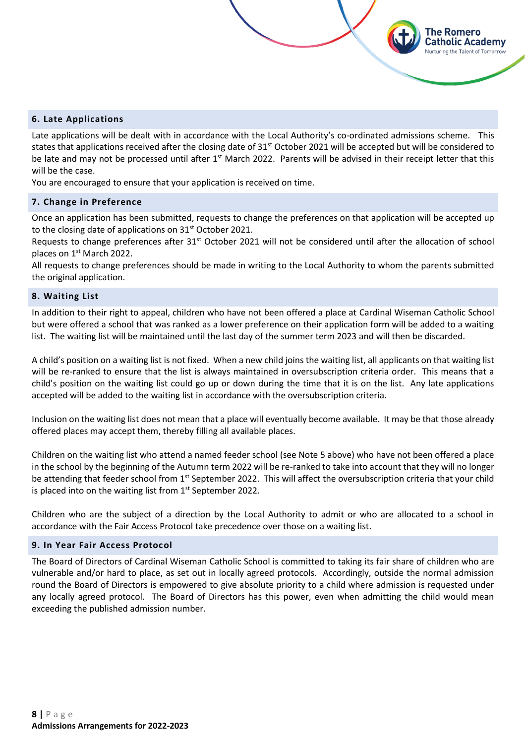## 6. Late Applications

Late applications will be dealt with in accordance with the Local Authority's co-ordinated admissions scheme. This states that applications received after the closing date of 31st October 2021 will be accepted but will be considered to be late and may not be processed until after 1st March 2022. Parents will be advised in their receipt letter that this will be the case.

You are encouraged to ensure that your application is received on time.

## 7. Change in Preference

Once an application has been submitted, requests to change the preferences on that application will be accepted up to the closing date of applications on 31st October 2021.

Requests to change preferences after 31st October 2021 will not be considered until after the allocation of school places on 1st March 2022.

All requests to change preferences should be made in writing to the Local Authority to whom the parents submitted the original application.

## 8. Waiting List

In addition to their right to appeal, children who have not been offered a place at Cardinal Wiseman Catholic School but were offered a school that was ranked as a lower preference on their application form will be added to a waiting list. The waiting list will be maintained until the last day of the summer term 2023 and will then be discarded.

A child's position on a waiting list is not fixed. When a new child joins the waiting list, all applicants on that waiting list will be re-ranked to ensure that the list is always maintained in oversubscription criteria order. This means that a child's position on the waiting list could go up or down during the time that it is on the list. Any late applications accepted will be added to the waiting list in accordance with the oversubscription criteria.

Inclusion on the waiting list does not mean that a place will eventually become available. It may be that those already offered places may accept them, thereby filling all available places.

Children on the waiting list who attend a named feeder school (see Note 5 above) who have not been offered a place in the school by the beginning of the Autumn term 2022 will be re-ranked to take into account that they will no longer be attending that feeder school from 1st September 2022. This will affect the oversubscription criteria that your child is placed into on the waiting list from 1st September 2022.

Children who are the subject of a direction by the Local Authority to admit or who are allocated to a school in accordance with the Fair Access Protocol take precedence over those on a waiting list.

## 9. In Year Fair Access Protocol

The Board of Directors of Cardinal Wiseman Catholic School is committed to taking its fair share of children who are vulnerable and/or hard to place, as set out in locally agreed protocols. Accordingly, outside the normal admission round the Board of Directors is empowered to give absolute priority to a child where admission is requested under any locally agreed protocol. The Board of Directors has this power, even when admitting the child would mean exceeding the published admission number.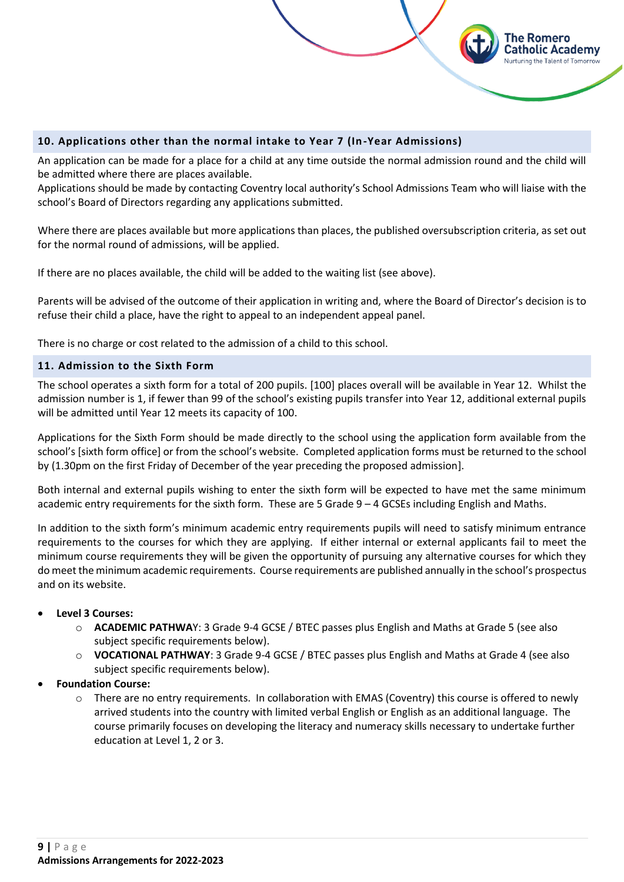## 10. Applications other than the normal intake to Year 7 (In-Year Admissions)

An application can be made for a place for a child at any time outside the normal admission round and the child will be admitted where there are places available.
Applications should be made by contacting Coventry local authority's School Admissions Team who will liaise with the school's Board of Directors regarding any applications submitted.

Where there are places available but more applications than places, the published oversubscription criteria, as set out for the normal round of admissions, will be applied.

If there are no places available, the child will be added to the waiting list (see above).

Parents will be advised of the outcome of their application in writing and, where the Board of Director's decision is to refuse their child a place, have the right to appeal to an independent appeal panel.

There is no charge or cost related to the admission of a child to this school.

## 11. Admission to the Sixth Form

The school operates a sixth form for a total of 200 pupils. [100] places overall will be available in Year 12. Whilst the admission number is 1, if fewer than 99 of the school's existing pupils transfer into Year 12, additional external pupils will be admitted until Year 12 meets its capacity of 100.

Applications for the Sixth Form should be made directly to the school using the application form available from the school's [sixth form office] or from the school's website. Completed application forms must be returned to the school by (1.30pm on the first Friday of December of the year preceding the proposed admission].

Both internal and external pupils wishing to enter the sixth form will be expected to have met the same minimum academic entry requirements for the sixth form. These are 5 Grade 9 – 4 GCSEs including English and Maths.

In addition to the sixth form's minimum academic entry requirements pupils will need to satisfy minimum entrance requirements to the courses for which they are applying. If either internal or external applicants fail to meet the minimum course requirements they will be given the opportunity of pursuing any alternative courses for which they do meet the minimum academic requirements. Course requirements are published annually in the school's prospectus and on its website.

- **Level 3 Courses:**
  - **ACADEMIC PATHWAY**: 3 Grade 9-4 GCSE / BTEC passes plus English and Maths at Grade 5 (see also subject specific requirements below).
  - **VOCATIONAL PATHWAY**: 3 Grade 9-4 GCSE / BTEC passes plus English and Maths at Grade 4 (see also subject specific requirements below).
- **Foundation Course:**
  - There are no entry requirements. In collaboration with EMAS (Coventry) this course is offered to newly arrived students into the country with limited verbal English or English as an additional language. The course primarily focuses on developing the literacy and numeracy skills necessary to undertake further education at Level 1, 2 or 3.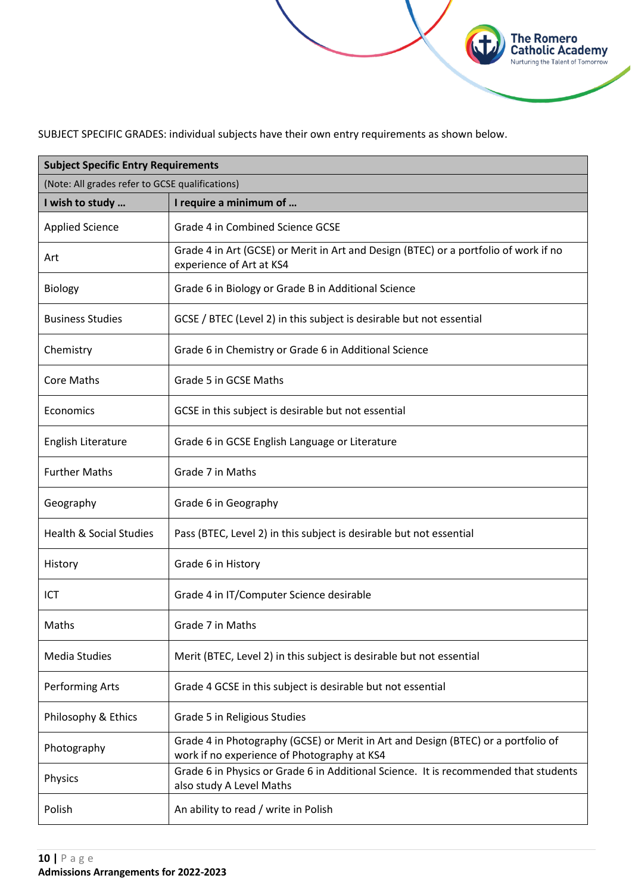SUBJECT SPECIFIC GRADES: individual subjects have their own entry requirements as shown below.

| Subject Specific Entry Requirements | |
|---|---|
| (Note: All grades refer to GCSE qualifications) | |
| **I wish to study …** | **I require a minimum of …** |
| Applied Science | Grade 4 in Combined Science GCSE |
| Art | Grade 4 in Art (GCSE) or Merit in Art and Design (BTEC) or a portfolio of work if no experience of Art at KS4 |
| Biology | Grade 6 in Biology or Grade B in Additional Science |
| Business Studies | GCSE / BTEC (Level 2) in this subject is desirable but not essential |
| Chemistry | Grade 6 in Chemistry or Grade 6 in Additional Science |
| Core Maths | Grade 5 in GCSE Maths |
| Economics | GCSE in this subject is desirable but not essential |
| English Literature | Grade 6 in GCSE English Language or Literature |
| Further Maths | Grade 7 in Maths |
| Geography | Grade 6 in Geography |
| Health & Social Studies | Pass (BTEC, Level 2) in this subject is desirable but not essential |
| History | Grade 6 in History |
| ICT | Grade 4 in IT/Computer Science desirable |
| Maths | Grade 7 in Maths |
| Media Studies | Merit (BTEC, Level 2) in this subject is desirable but not essential |
| Performing Arts | Grade 4 GCSE in this subject is desirable but not essential |
| Philosophy & Ethics | Grade 5 in Religious Studies |
| Photography | Grade 4 in Photography (GCSE) or Merit in Art and Design (BTEC) or a portfolio of work if no experience of Photography at KS4 |
| Physics | Grade 6 in Physics or Grade 6 in Additional Science. It is recommended that students also study A Level Maths |
| Polish | An ability to read / write in Polish |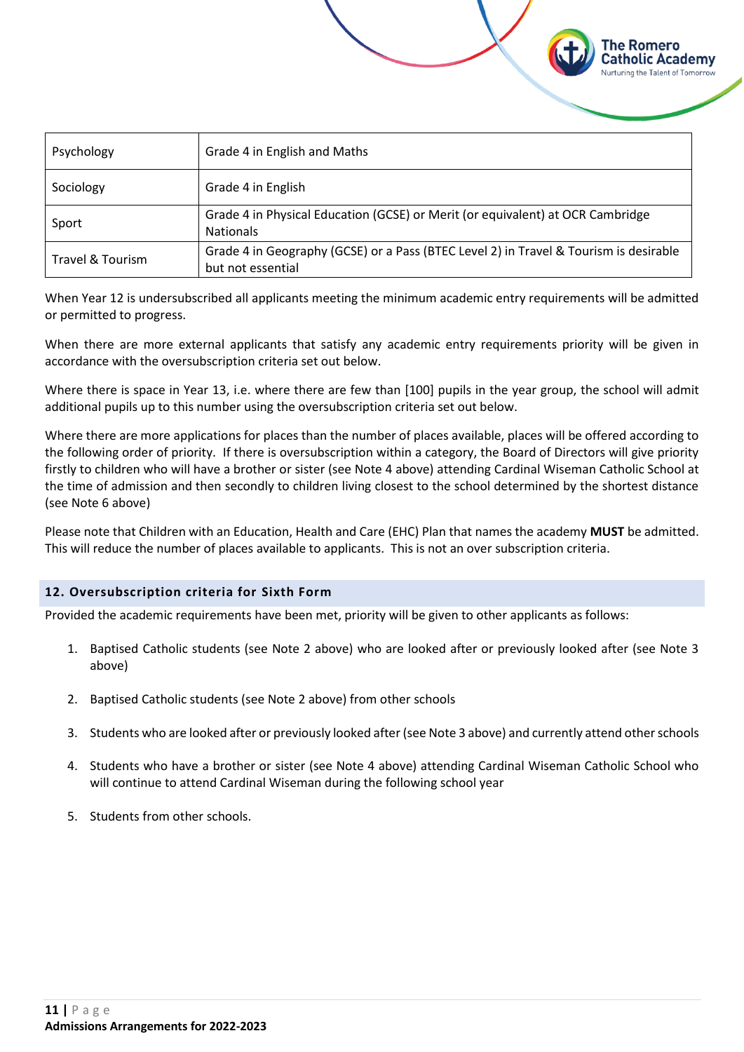| Psychology | Grade 4 in English and Maths |
|---|---|
| Sociology | Grade 4 in English |
| Sport | Grade 4 in Physical Education (GCSE) or Merit (or equivalent) at OCR Cambridge Nationals |
| Travel & Tourism | Grade 4 in Geography (GCSE) or a Pass (BTEC Level 2) in Travel & Tourism is desirable but not essential |

When Year 12 is undersubscribed all applicants meeting the minimum academic entry requirements will be admitted or permitted to progress.

When there are more external applicants that satisfy any academic entry requirements priority will be given in accordance with the oversubscription criteria set out below.

Where there is space in Year 13, i.e. where there are few than [100] pupils in the year group, the school will admit additional pupils up to this number using the oversubscription criteria set out below.

Where there are more applications for places than the number of places available, places will be offered according to the following order of priority. If there is oversubscription within a category, the Board of Directors will give priority firstly to children who will have a brother or sister (see Note 4 above) attending Cardinal Wiseman Catholic School at the time of admission and then secondly to children living closest to the school determined by the shortest distance (see Note 6 above)

Please note that Children with an Education, Health and Care (EHC) Plan that names the academy **MUST** be admitted. This will reduce the number of places available to applicants. This is not an over subscription criteria.

## 12. Oversubscription criteria for Sixth Form

Provided the academic requirements have been met, priority will be given to other applicants as follows:

1. Baptised Catholic students (see Note 2 above) who are looked after or previously looked after (see Note 3 above)
2. Baptised Catholic students (see Note 2 above) from other schools
3. Students who are looked after or previously looked after (see Note 3 above) and currently attend other schools
4. Students who have a brother or sister (see Note 4 above) attending Cardinal Wiseman Catholic School who will continue to attend Cardinal Wiseman during the following school year
5. Students from other schools.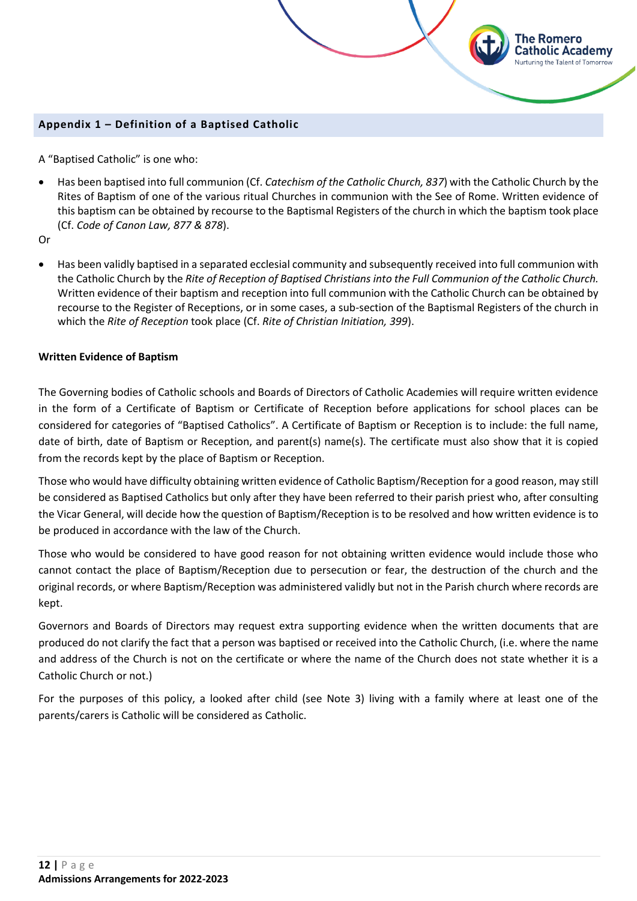## Appendix 1 – Definition of a Baptised Catholic

A "Baptised Catholic" is one who:

- Has been baptised into full communion (Cf. *Catechism of the Catholic Church, 837*) with the Catholic Church by the Rites of Baptism of one of the various ritual Churches in communion with the See of Rome. Written evidence of this baptism can be obtained by recourse to the Baptismal Registers of the church in which the baptism took place (Cf. *Code of Canon Law, 877 & 878*).

Or

- Has been validly baptised in a separated ecclesial community and subsequently received into full communion with the Catholic Church by the *Rite of Reception of Baptised Christians into the Full Communion of the Catholic Church.* Written evidence of their baptism and reception into full communion with the Catholic Church can be obtained by recourse to the Register of Receptions, or in some cases, a sub-section of the Baptismal Registers of the church in which the *Rite of Reception* took place (Cf. *Rite of Christian Initiation, 399*).

**Written Evidence of Baptism**

The Governing bodies of Catholic schools and Boards of Directors of Catholic Academies will require written evidence in the form of a Certificate of Baptism or Certificate of Reception before applications for school places can be considered for categories of "Baptised Catholics". A Certificate of Baptism or Reception is to include: the full name, date of birth, date of Baptism or Reception, and parent(s) name(s). The certificate must also show that it is copied from the records kept by the place of Baptism or Reception.

Those who would have difficulty obtaining written evidence of Catholic Baptism/Reception for a good reason, may still be considered as Baptised Catholics but only after they have been referred to their parish priest who, after consulting the Vicar General, will decide how the question of Baptism/Reception is to be resolved and how written evidence is to be produced in accordance with the law of the Church.

Those who would be considered to have good reason for not obtaining written evidence would include those who cannot contact the place of Baptism/Reception due to persecution or fear, the destruction of the church and the original records, or where Baptism/Reception was administered validly but not in the Parish church where records are kept.

Governors and Boards of Directors may request extra supporting evidence when the written documents that are produced do not clarify the fact that a person was baptised or received into the Catholic Church, (i.e. where the name and address of the Church is not on the certificate or where the name of the Church does not state whether it is a Catholic Church or not.)

For the purposes of this policy, a looked after child (see Note 3) living with a family where at least one of the parents/carers is Catholic will be considered as Catholic.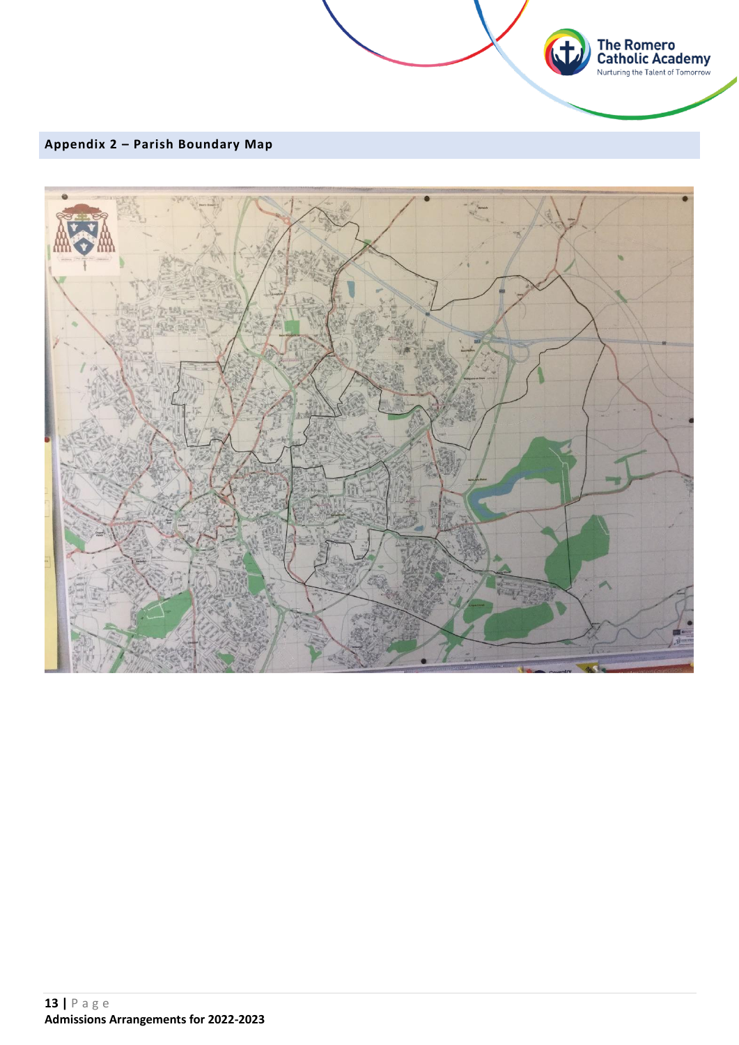## Appendix 2 – Parish Boundary Map